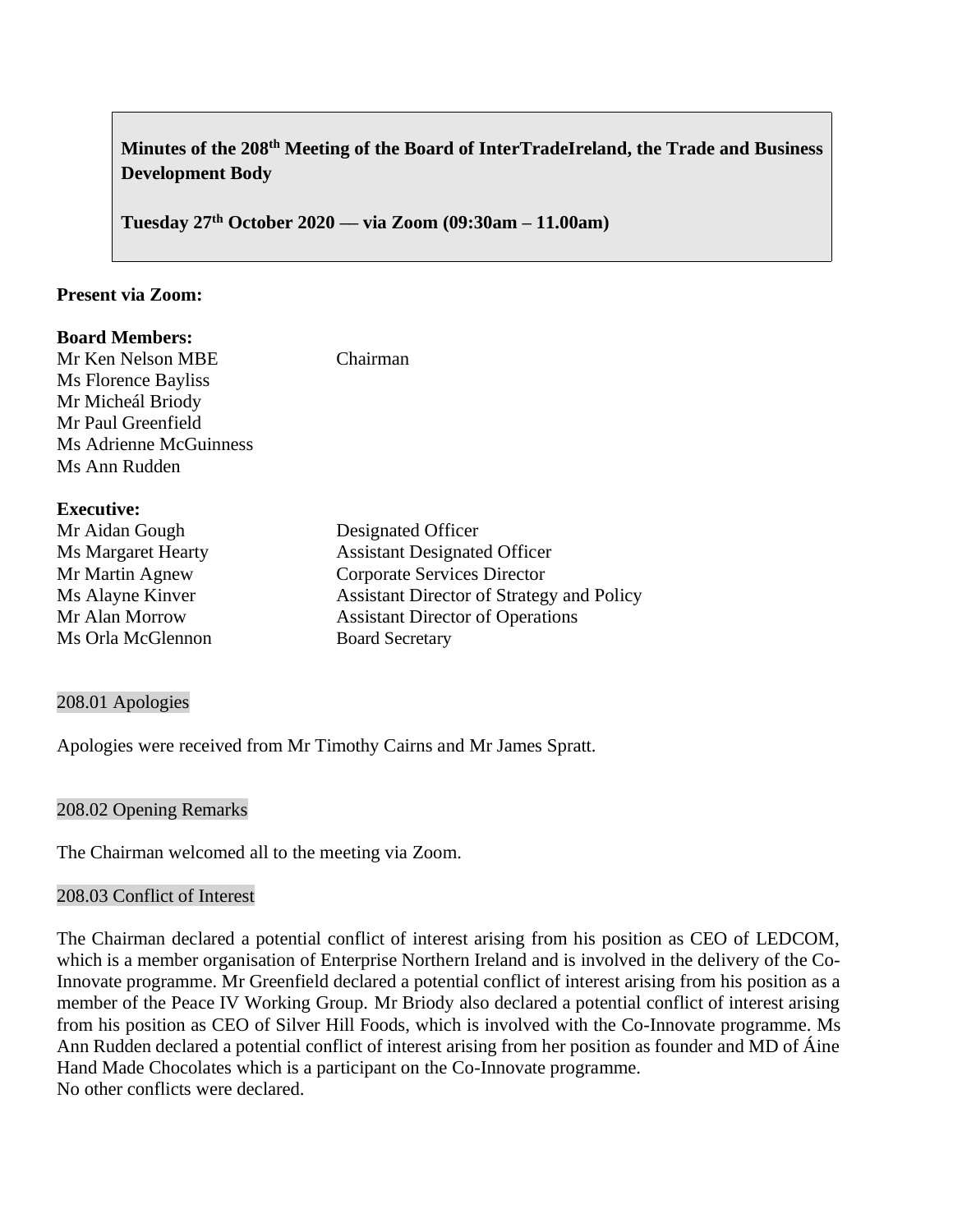**Minutes of the 208th Meeting of the Board of InterTradeIreland, the Trade and Business Development Body**

**Tuesday 27th October 2020 — via Zoom (09:30am – 11.00am)**

**Present via Zoom:**

**Board Members:**

| | |
|---|---|
| Mr Ken Nelson MBE | Chairman |
| Ms Florence Bayliss | |
| Mr Micheál Briody | |
| Mr Paul Greenfield | |
| Ms Adrienne McGuinness | |
| Ms Ann Rudden | |

**Executive:**

| | |
|---|---|
| Mr Aidan Gough | Designated Officer |
| Ms Margaret Hearty | Assistant Designated Officer |
| Mr Martin Agnew | Corporate Services Director |
| Ms Alayne Kinver | Assistant Director of Strategy and Policy |
| Mr Alan Morrow | Assistant Director of Operations |
| Ms Orla McGlennon | Board Secretary |

## 208.01 Apologies

Apologies were received from Mr Timothy Cairns and Mr James Spratt.

## 208.02 Opening Remarks

The Chairman welcomed all to the meeting via Zoom.

## 208.03 Conflict of Interest

The Chairman declared a potential conflict of interest arising from his position as CEO of LEDCOM, which is a member organisation of Enterprise Northern Ireland and is involved in the delivery of the Co-Innovate programme. Mr Greenfield declared a potential conflict of interest arising from his position as a member of the Peace IV Working Group. Mr Briody also declared a potential conflict of interest arising from his position as CEO of Silver Hill Foods, which is involved with the Co-Innovate programme. Ms Ann Rudden declared a potential conflict of interest arising from her position as founder and MD of Áine Hand Made Chocolates which is a participant on the Co-Innovate programme.
No other conflicts were declared.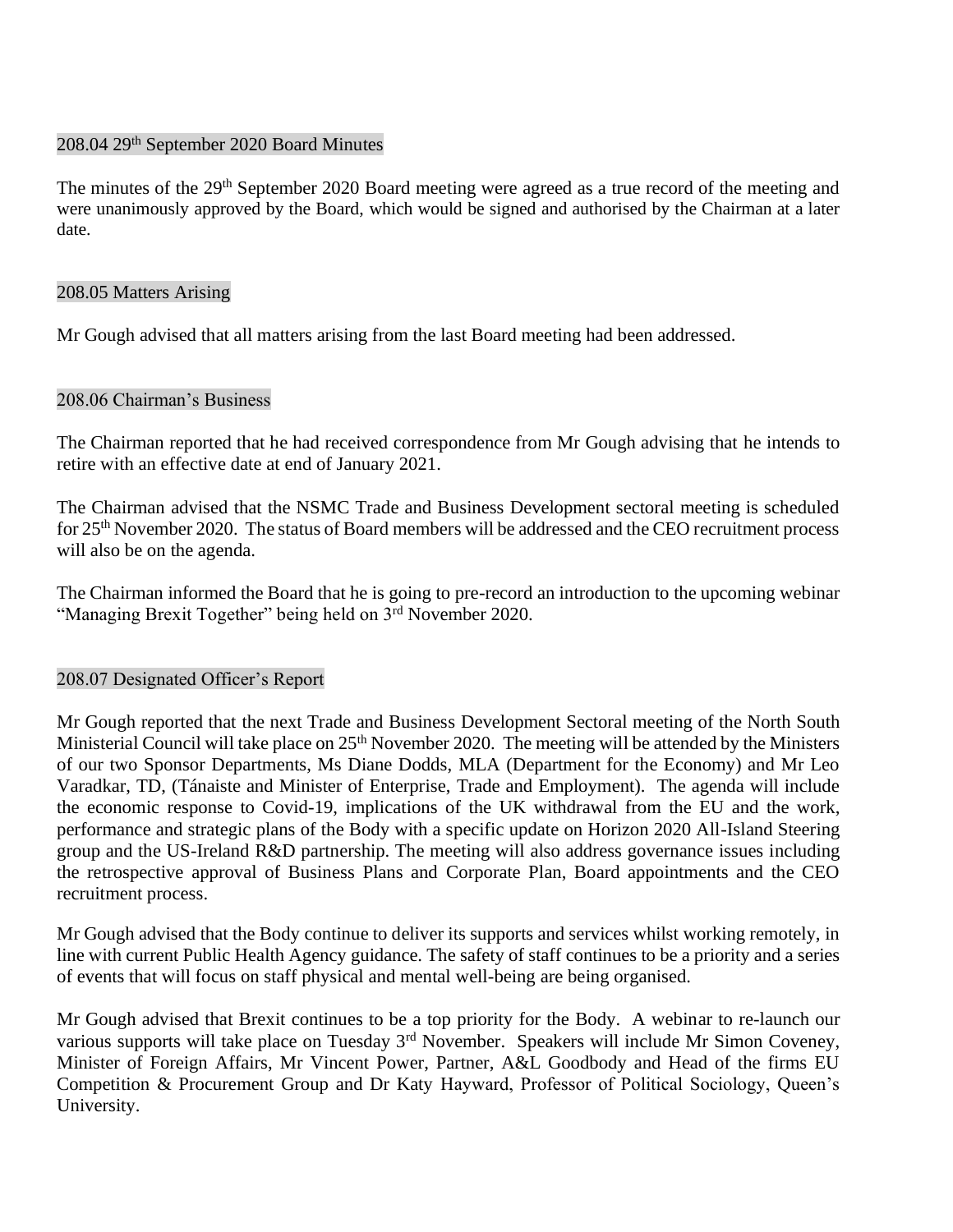## 208.04 29th September 2020 Board Minutes

The minutes of the 29th September 2020 Board meeting were agreed as a true record of the meeting and were unanimously approved by the Board, which would be signed and authorised by the Chairman at a later date.

## 208.05 Matters Arising

Mr Gough advised that all matters arising from the last Board meeting had been addressed.

## 208.06 Chairman's Business

The Chairman reported that he had received correspondence from Mr Gough advising that he intends to retire with an effective date at end of January 2021.

The Chairman advised that the NSMC Trade and Business Development sectoral meeting is scheduled for 25th November 2020. The status of Board members will be addressed and the CEO recruitment process will also be on the agenda.

The Chairman informed the Board that he is going to pre-record an introduction to the upcoming webinar "Managing Brexit Together" being held on 3rd November 2020.

## 208.07 Designated Officer's Report

Mr Gough reported that the next Trade and Business Development Sectoral meeting of the North South Ministerial Council will take place on 25th November 2020. The meeting will be attended by the Ministers of our two Sponsor Departments, Ms Diane Dodds, MLA (Department for the Economy) and Mr Leo Varadkar, TD, (Tánaiste and Minister of Enterprise, Trade and Employment). The agenda will include the economic response to Covid-19, implications of the UK withdrawal from the EU and the work, performance and strategic plans of the Body with a specific update on Horizon 2020 All-Island Steering group and the US-Ireland R&D partnership. The meeting will also address governance issues including the retrospective approval of Business Plans and Corporate Plan, Board appointments and the CEO recruitment process.

Mr Gough advised that the Body continue to deliver its supports and services whilst working remotely, in line with current Public Health Agency guidance. The safety of staff continues to be a priority and a series of events that will focus on staff physical and mental well-being are being organised.

Mr Gough advised that Brexit continues to be a top priority for the Body. A webinar to re-launch our various supports will take place on Tuesday 3rd November. Speakers will include Mr Simon Coveney, Minister of Foreign Affairs, Mr Vincent Power, Partner, A&L Goodbody and Head of the firms EU Competition & Procurement Group and Dr Katy Hayward, Professor of Political Sociology, Queen's University.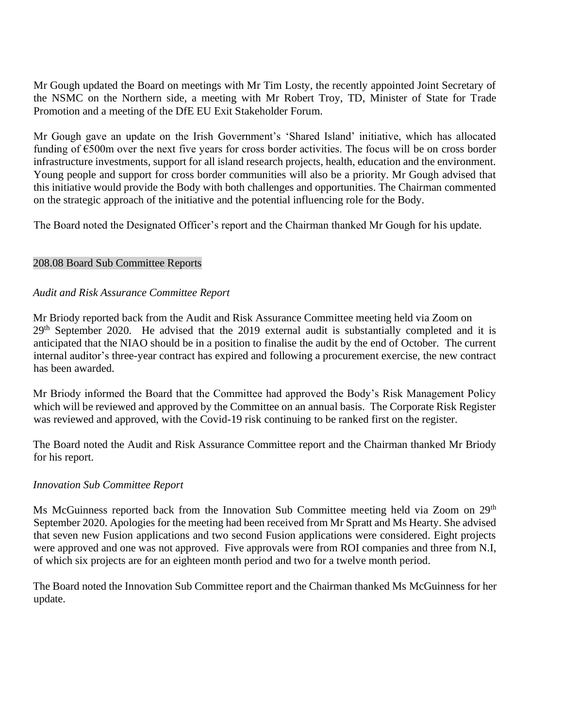Mr Gough updated the Board on meetings with Mr Tim Losty, the recently appointed Joint Secretary of the NSMC on the Northern side, a meeting with Mr Robert Troy, TD, Minister of State for Trade Promotion and a meeting of the DfE EU Exit Stakeholder Forum.

Mr Gough gave an update on the Irish Government's 'Shared Island' initiative, which has allocated funding of €500m over the next five years for cross border activities. The focus will be on cross border infrastructure investments, support for all island research projects, health, education and the environment. Young people and support for cross border communities will also be a priority. Mr Gough advised that this initiative would provide the Body with both challenges and opportunities. The Chairman commented on the strategic approach of the initiative and the potential influencing role for the Body.

The Board noted the Designated Officer's report and the Chairman thanked Mr Gough for his update.

## 208.08 Board Sub Committee Reports

*Audit and Risk Assurance Committee Report*

Mr Briody reported back from the Audit and Risk Assurance Committee meeting held via Zoom on 29th September 2020. He advised that the 2019 external audit is substantially completed and it is anticipated that the NIAO should be in a position to finalise the audit by the end of October. The current internal auditor's three-year contract has expired and following a procurement exercise, the new contract has been awarded.

Mr Briody informed the Board that the Committee had approved the Body's Risk Management Policy which will be reviewed and approved by the Committee on an annual basis. The Corporate Risk Register was reviewed and approved, with the Covid-19 risk continuing to be ranked first on the register.

The Board noted the Audit and Risk Assurance Committee report and the Chairman thanked Mr Briody for his report.

*Innovation Sub Committee Report*

Ms McGuinness reported back from the Innovation Sub Committee meeting held via Zoom on 29th September 2020. Apologies for the meeting had been received from Mr Spratt and Ms Hearty. She advised that seven new Fusion applications and two second Fusion applications were considered. Eight projects were approved and one was not approved. Five approvals were from ROI companies and three from N.I, of which six projects are for an eighteen month period and two for a twelve month period.

The Board noted the Innovation Sub Committee report and the Chairman thanked Ms McGuinness for her update.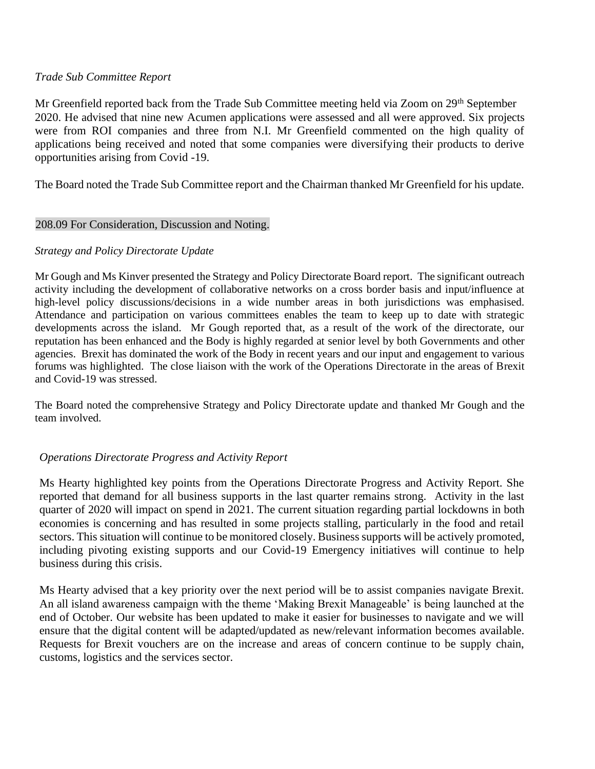*Trade Sub Committee Report*

Mr Greenfield reported back from the Trade Sub Committee meeting held via Zoom on 29th September 2020. He advised that nine new Acumen applications were assessed and all were approved. Six projects were from ROI companies and three from N.I. Mr Greenfield commented on the high quality of applications being received and noted that some companies were diversifying their products to derive opportunities arising from Covid -19.

The Board noted the Trade Sub Committee report and the Chairman thanked Mr Greenfield for his update.

208.09 For Consideration, Discussion and Noting.

*Strategy and Policy Directorate Update*

Mr Gough and Ms Kinver presented the Strategy and Policy Directorate Board report. The significant outreach activity including the development of collaborative networks on a cross border basis and input/influence at high-level policy discussions/decisions in a wide number areas in both jurisdictions was emphasised. Attendance and participation on various committees enables the team to keep up to date with strategic developments across the island. Mr Gough reported that, as a result of the work of the directorate, our reputation has been enhanced and the Body is highly regarded at senior level by both Governments and other agencies. Brexit has dominated the work of the Body in recent years and our input and engagement to various forums was highlighted. The close liaison with the work of the Operations Directorate in the areas of Brexit and Covid-19 was stressed.

The Board noted the comprehensive Strategy and Policy Directorate update and thanked Mr Gough and the team involved.

*Operations Directorate Progress and Activity Report*

Ms Hearty highlighted key points from the Operations Directorate Progress and Activity Report. She reported that demand for all business supports in the last quarter remains strong. Activity in the last quarter of 2020 will impact on spend in 2021. The current situation regarding partial lockdowns in both economies is concerning and has resulted in some projects stalling, particularly in the food and retail sectors. This situation will continue to be monitored closely. Business supports will be actively promoted, including pivoting existing supports and our Covid-19 Emergency initiatives will continue to help business during this crisis.

Ms Hearty advised that a key priority over the next period will be to assist companies navigate Brexit. An all island awareness campaign with the theme 'Making Brexit Manageable' is being launched at the end of October. Our website has been updated to make it easier for businesses to navigate and we will ensure that the digital content will be adapted/updated as new/relevant information becomes available. Requests for Brexit vouchers are on the increase and areas of concern continue to be supply chain, customs, logistics and the services sector.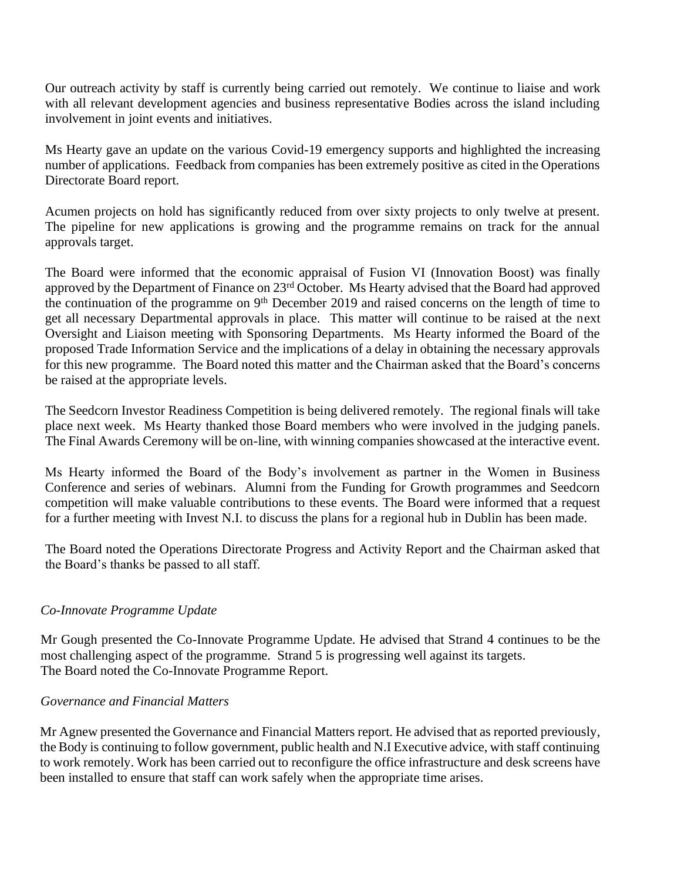Our outreach activity by staff is currently being carried out remotely. We continue to liaise and work with all relevant development agencies and business representative Bodies across the island including involvement in joint events and initiatives.

Ms Hearty gave an update on the various Covid-19 emergency supports and highlighted the increasing number of applications. Feedback from companies has been extremely positive as cited in the Operations Directorate Board report.

Acumen projects on hold has significantly reduced from over sixty projects to only twelve at present. The pipeline for new applications is growing and the programme remains on track for the annual approvals target.

The Board were informed that the economic appraisal of Fusion VI (Innovation Boost) was finally approved by the Department of Finance on 23rd October. Ms Hearty advised that the Board had approved the continuation of the programme on 9th December 2019 and raised concerns on the length of time to get all necessary Departmental approvals in place. This matter will continue to be raised at the next Oversight and Liaison meeting with Sponsoring Departments. Ms Hearty informed the Board of the proposed Trade Information Service and the implications of a delay in obtaining the necessary approvals for this new programme. The Board noted this matter and the Chairman asked that the Board's concerns be raised at the appropriate levels.

The Seedcorn Investor Readiness Competition is being delivered remotely. The regional finals will take place next week. Ms Hearty thanked those Board members who were involved in the judging panels. The Final Awards Ceremony will be on-line, with winning companies showcased at the interactive event.

Ms Hearty informed the Board of the Body's involvement as partner in the Women in Business Conference and series of webinars. Alumni from the Funding for Growth programmes and Seedcorn competition will make valuable contributions to these events. The Board were informed that a request for a further meeting with Invest N.I. to discuss the plans for a regional hub in Dublin has been made.

The Board noted the Operations Directorate Progress and Activity Report and the Chairman asked that the Board's thanks be passed to all staff.

*Co-Innovate Programme Update*

Mr Gough presented the Co-Innovate Programme Update. He advised that Strand 4 continues to be the most challenging aspect of the programme. Strand 5 is progressing well against its targets.
The Board noted the Co-Innovate Programme Report.

*Governance and Financial Matters*

Mr Agnew presented the Governance and Financial Matters report. He advised that as reported previously, the Body is continuing to follow government, public health and N.I Executive advice, with staff continuing to work remotely. Work has been carried out to reconfigure the office infrastructure and desk screens have been installed to ensure that staff can work safely when the appropriate time arises.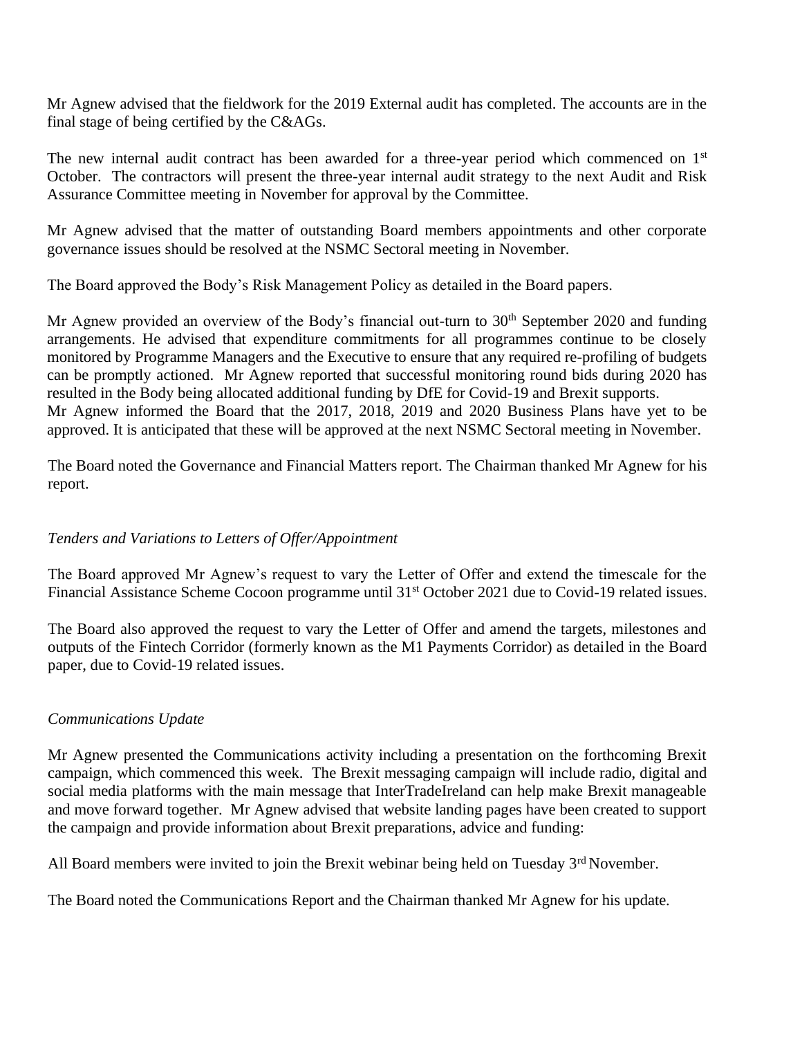Mr Agnew advised that the fieldwork for the 2019 External audit has completed. The accounts are in the final stage of being certified by the C&AGs.

The new internal audit contract has been awarded for a three-year period which commenced on 1st October. The contractors will present the three-year internal audit strategy to the next Audit and Risk Assurance Committee meeting in November for approval by the Committee.

Mr Agnew advised that the matter of outstanding Board members appointments and other corporate governance issues should be resolved at the NSMC Sectoral meeting in November.

The Board approved the Body's Risk Management Policy as detailed in the Board papers.

Mr Agnew provided an overview of the Body's financial out-turn to 30th September 2020 and funding arrangements. He advised that expenditure commitments for all programmes continue to be closely monitored by Programme Managers and the Executive to ensure that any required re-profiling of budgets can be promptly actioned. Mr Agnew reported that successful monitoring round bids during 2020 has resulted in the Body being allocated additional funding by DfE for Covid-19 and Brexit supports.
Mr Agnew informed the Board that the 2017, 2018, 2019 and 2020 Business Plans have yet to be approved. It is anticipated that these will be approved at the next NSMC Sectoral meeting in November.

The Board noted the Governance and Financial Matters report. The Chairman thanked Mr Agnew for his report.

*Tenders and Variations to Letters of Offer/Appointment*

The Board approved Mr Agnew's request to vary the Letter of Offer and extend the timescale for the Financial Assistance Scheme Cocoon programme until 31st October 2021 due to Covid-19 related issues.

The Board also approved the request to vary the Letter of Offer and amend the targets, milestones and outputs of the Fintech Corridor (formerly known as the M1 Payments Corridor) as detailed in the Board paper, due to Covid-19 related issues.

*Communications Update*

Mr Agnew presented the Communications activity including a presentation on the forthcoming Brexit campaign, which commenced this week. The Brexit messaging campaign will include radio, digital and social media platforms with the main message that InterTradeIreland can help make Brexit manageable and move forward together. Mr Agnew advised that website landing pages have been created to support the campaign and provide information about Brexit preparations, advice and funding:

All Board members were invited to join the Brexit webinar being held on Tuesday 3rd November.

The Board noted the Communications Report and the Chairman thanked Mr Agnew for his update.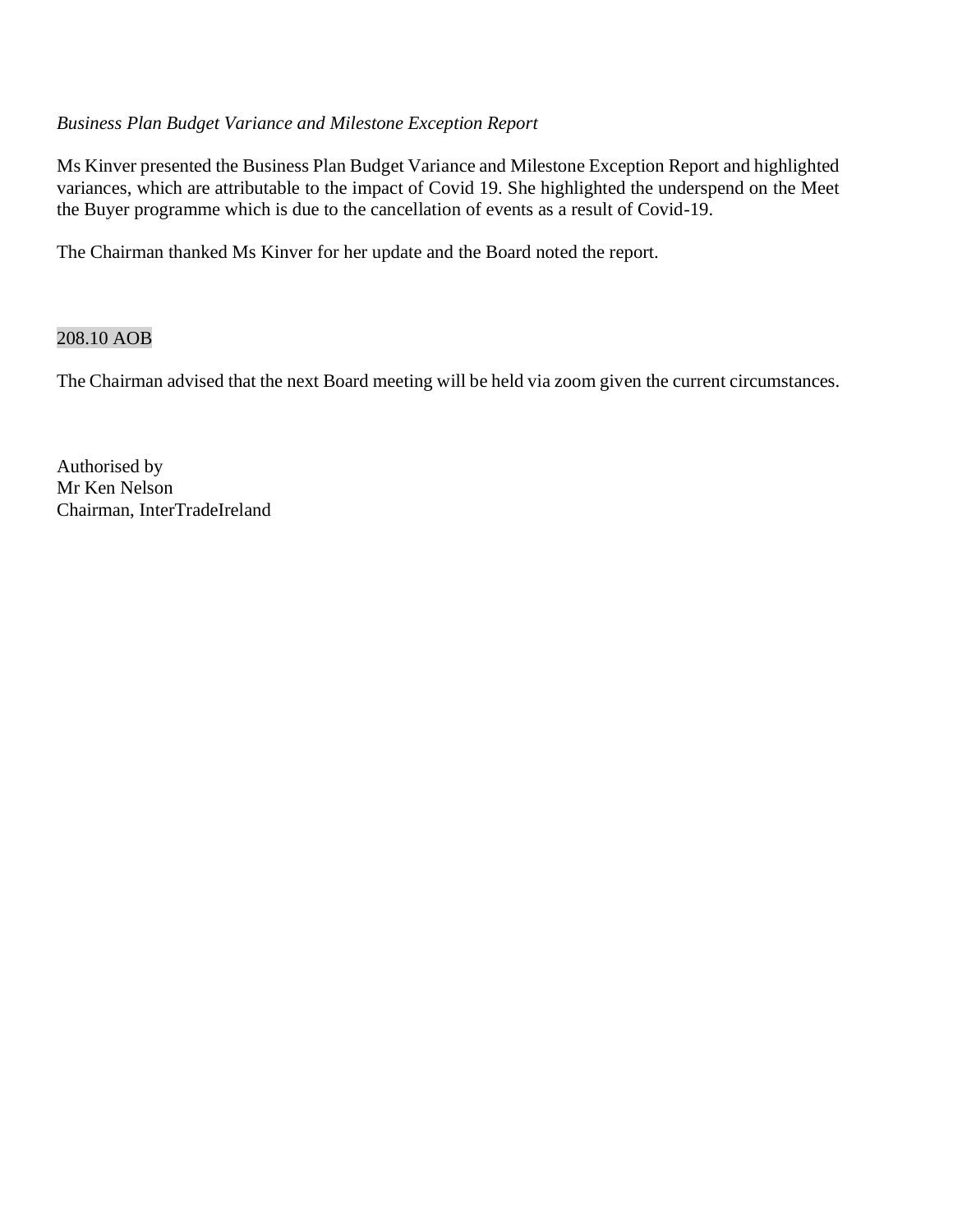*Business Plan Budget Variance and Milestone Exception Report*

Ms Kinver presented the Business Plan Budget Variance and Milestone Exception Report and highlighted variances, which are attributable to the impact of Covid 19. She highlighted the underspend on the Meet the Buyer programme which is due to the cancellation of events as a result of Covid-19.

The Chairman thanked Ms Kinver for her update and the Board noted the report.

208.10 AOB

The Chairman advised that the next Board meeting will be held via zoom given the current circumstances.

Authorised by
Mr Ken Nelson
Chairman, InterTradeIreland